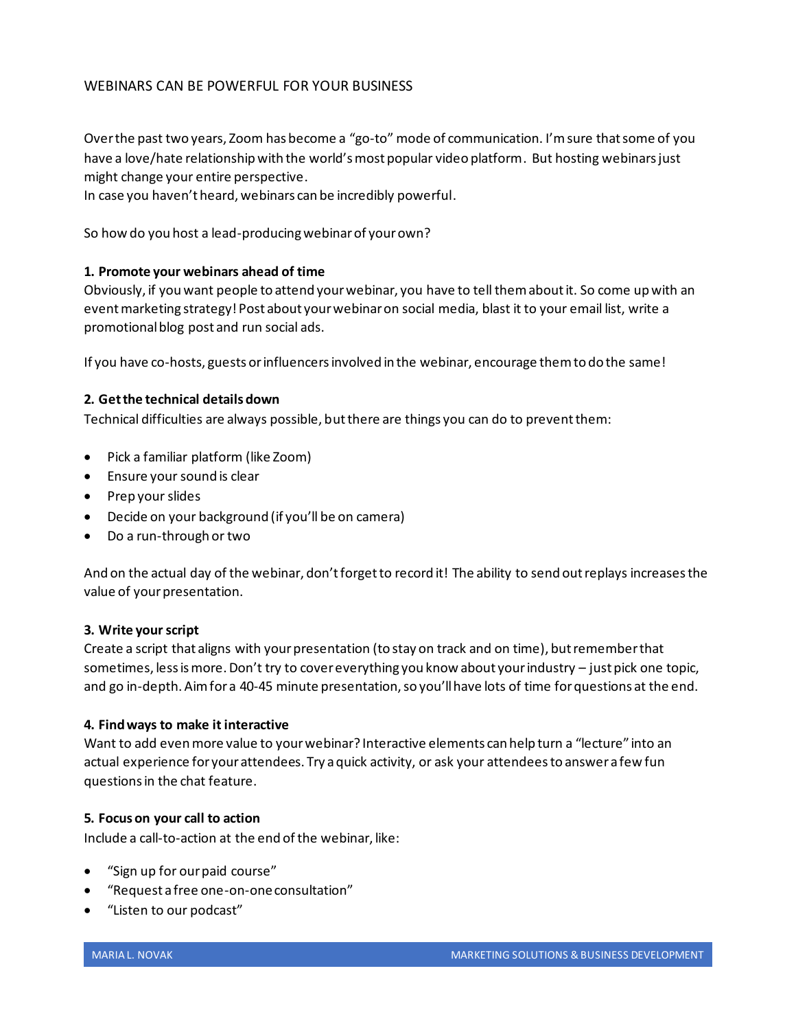# WEBINARS CAN BE POWERFUL FOR YOUR BUSINESS

Over the past two years, Zoom has become a "go-to" mode of communication. I'm sure that some of you have a love/hate relationship with the world's most popular video platform. But hosting webinars just might change your entire perspective.
In case you haven't heard, webinars can be incredibly powerful.

So how do you host a lead-producing webinar of your own?

**1. Promote your webinars ahead of time**
Obviously, if you want people to attend your webinar, you have to tell them about it. So come up with an event marketing strategy! Post about your webinar on social media, blast it to your email list, write a promotional blog post and run social ads.

If you have co-hosts, guests or influencers involved in the webinar, encourage them to do the same!

**2. Get the technical details down**
Technical difficulties are always possible, but there are things you can do to prevent them:

- Pick a familiar platform (like Zoom)
- Ensure your sound is clear
- Prep your slides
- Decide on your background (if you'll be on camera)
- Do a run-through or two

And on the actual day of the webinar, don't forget to record it! The ability to send out replays increases the value of your presentation.

**3. Write your script**
Create a script that aligns with your presentation (to stay on track and on time), but remember that sometimes, less is more. Don't try to cover everything you know about your industry – just pick one topic, and go in-depth. Aim for a 40-45 minute presentation, so you'll have lots of time for questions at the end.

**4. Find ways to make it interactive**
Want to add even more value to your webinar? Interactive elements can help turn a "lecture" into an actual experience for your attendees. Try a quick activity, or ask your attendees to answer a few fun questions in the chat feature.

**5. Focus on your call to action**
Include a call-to-action at the end of the webinar, like:

- "Sign up for our paid course"
- "Request a free one-on-one consultation"
- "Listen to our podcast"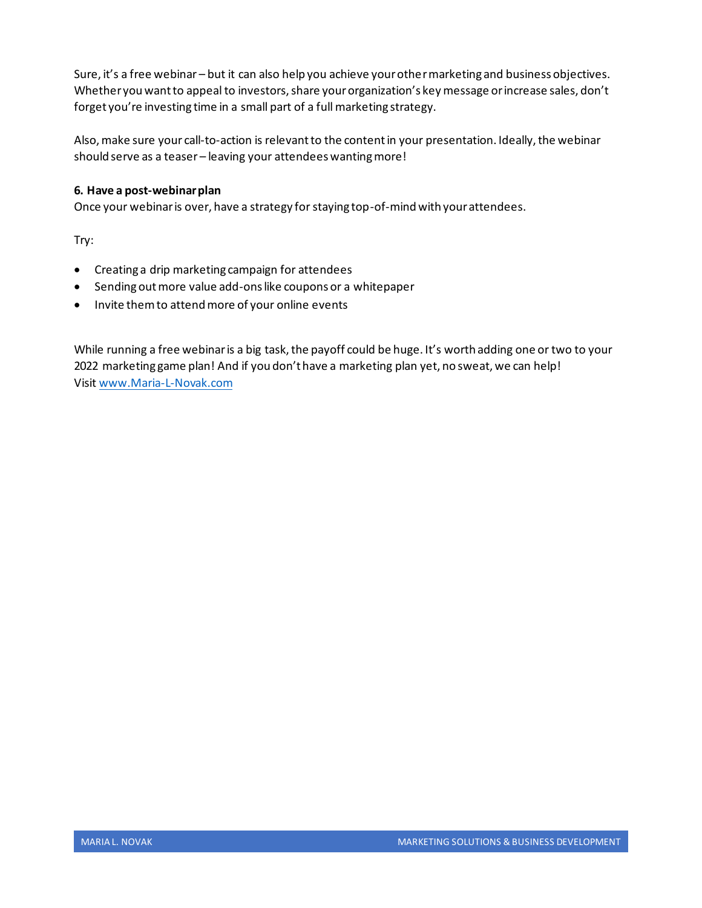Sure, it's a free webinar – but it can also help you achieve your other marketing and business objectives. Whether you want to appeal to investors, share your organization's key message or increase sales, don't forget you're investing time in a small part of a full marketing strategy.

Also, make sure your call-to-action is relevant to the content in your presentation. Ideally, the webinar should serve as a teaser – leaving your attendees wanting more!

**6. Have a post-webinar plan**

Once your webinar is over, have a strategy for staying top-of-mind with your attendees.

Try:

- Creating a drip marketing campaign for attendees
- Sending out more value add-ons like coupons or a whitepaper
- Invite them to attend more of your online events

While running a free webinar is a big task, the payoff could be huge. It's worth adding one or two to your 2022 marketing game plan! And if you don't have a marketing plan yet, no sweat, we can help! Visit [www.Maria-L-Novak.com](www.Maria-L-Novak.com)